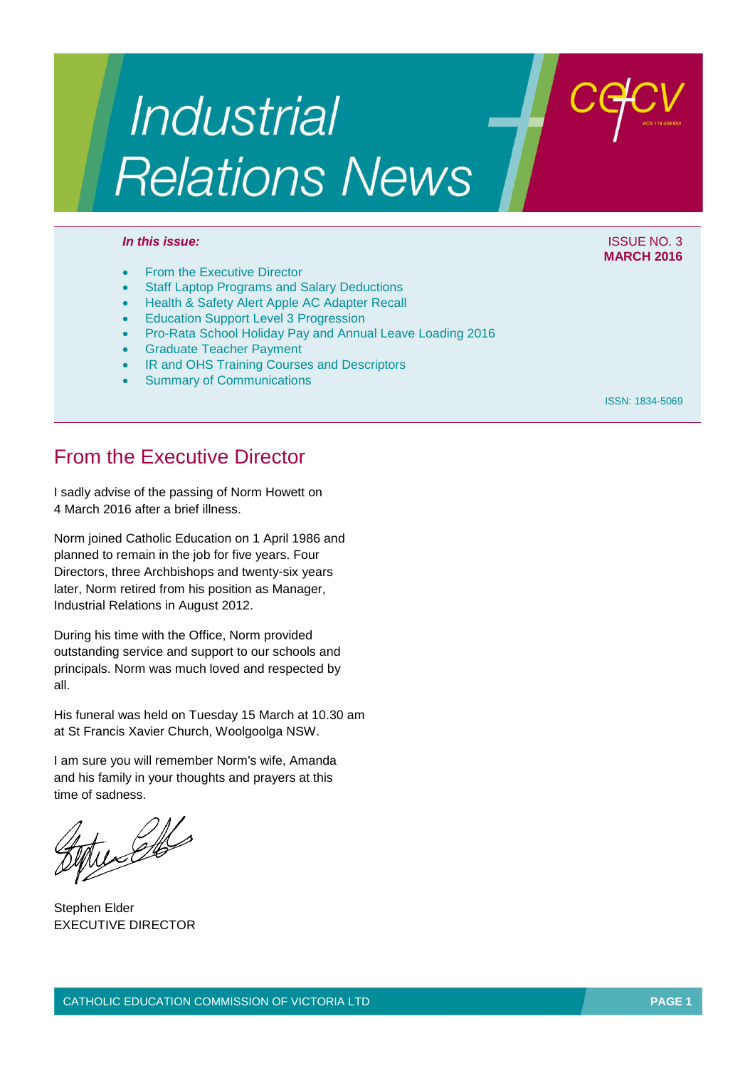# Industrial Relations News

CECV

***In this issue:***

ISSUE NO. 3
**MARCH 2016**

- From the Executive Director
- Staff Laptop Programs and Salary Deductions
- Health & Safety Alert Apple AC Adapter Recall
- Education Support Level 3 Progression
- Pro-Rata School Holiday Pay and Annual Leave Loading 2016
- Graduate Teacher Payment
- IR and OHS Training Courses and Descriptors
- Summary of Communications

ISSN: 1834-5069

## From the Executive Director

I sadly advise of the passing of Norm Howett on 4 March 2016 after a brief illness.

Norm joined Catholic Education on 1 April 1986 and planned to remain in the job for five years. Four Directors, three Archbishops and twenty-six years later, Norm retired from his position as Manager, Industrial Relations in August 2012.

During his time with the Office, Norm provided outstanding service and support to our schools and principals. Norm was much loved and respected by all.

His funeral was held on Tuesday 15 March at 10.30 am at St Francis Xavier Church, Woolgoolga NSW.

I am sure you will remember Norm's wife, Amanda and his family in your thoughts and prayers at this time of sadness.

Stephen Elder
EXECUTIVE DIRECTOR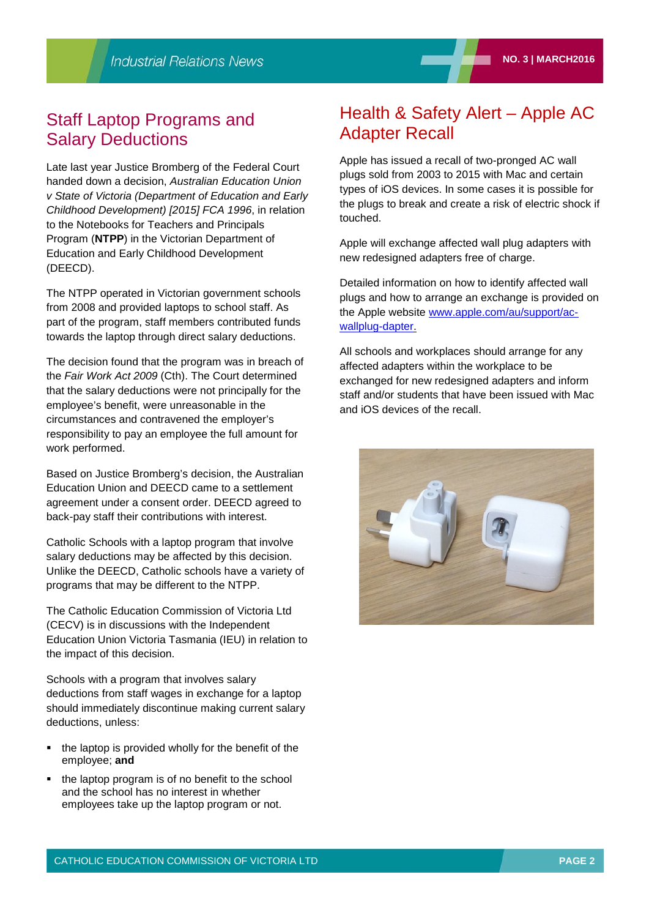## Staff Laptop Programs and Salary Deductions

Late last year Justice Bromberg of the Federal Court handed down a decision, *Australian Education Union v State of Victoria (Department of Education and Early Childhood Development) [2015] FCA 1996*, in relation to the Notebooks for Teachers and Principals Program (**NTPP**) in the Victorian Department of Education and Early Childhood Development (DEECD).

The NTPP operated in Victorian government schools from 2008 and provided laptops to school staff. As part of the program, staff members contributed funds towards the laptop through direct salary deductions.

The decision found that the program was in breach of the *Fair Work Act 2009* (Cth). The Court determined that the salary deductions were not principally for the employee's benefit, were unreasonable in the circumstances and contravened the employer's responsibility to pay an employee the full amount for work performed.

Based on Justice Bromberg's decision, the Australian Education Union and DEECD came to a settlement agreement under a consent order. DEECD agreed to back-pay staff their contributions with interest.

Catholic Schools with a laptop program that involve salary deductions may be affected by this decision. Unlike the DEECD, Catholic schools have a variety of programs that may be different to the NTPP.

The Catholic Education Commission of Victoria Ltd (CECV) is in discussions with the Independent Education Union Victoria Tasmania (IEU) in relation to the impact of this decision.

Schools with a program that involves salary deductions from staff wages in exchange for a laptop should immediately discontinue making current salary deductions, unless:

- the laptop is provided wholly for the benefit of the employee; **and**
- the laptop program is of no benefit to the school and the school has no interest in whether employees take up the laptop program or not.

## Health & Safety Alert – Apple AC Adapter Recall

Apple has issued a recall of two-pronged AC wall plugs sold from 2003 to 2015 with Mac and certain types of iOS devices. In some cases it is possible for the plugs to break and create a risk of electric shock if touched.

Apple will exchange affected wall plug adapters with new redesigned adapters free of charge.

Detailed information on how to identify affected wall plugs and how to arrange an exchange is provided on the Apple website [www.apple.com/au/support/ac-wallplug-dapter.](www.apple.com/au/support/ac-wallplug-dapter)

All schools and workplaces should arrange for any affected adapters within the workplace to be exchanged for new redesigned adapters and inform staff and/or students that have been issued with Mac and iOS devices of the recall.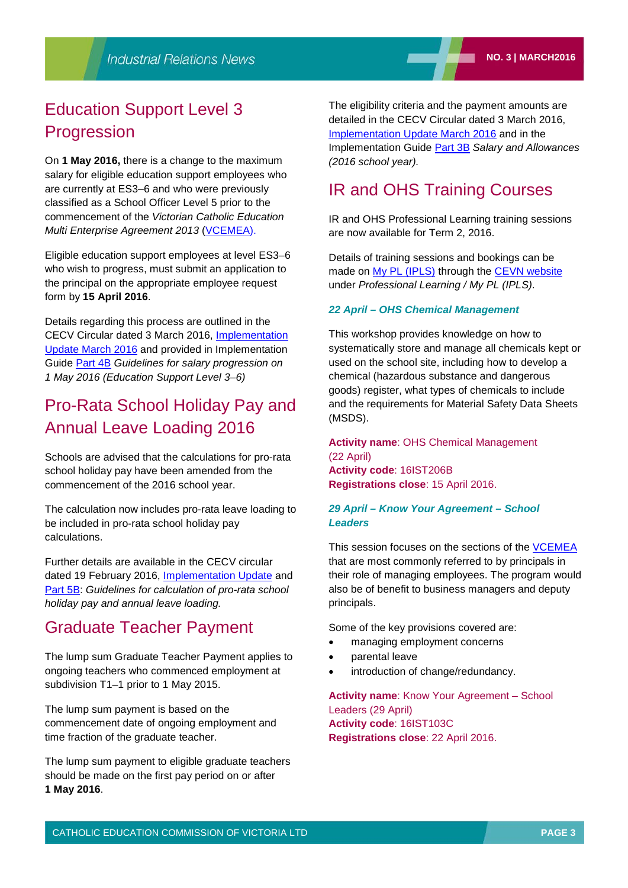## Education Support Level 3 Progression

On **1 May 2016,** there is a change to the maximum salary for eligible education support employees who are currently at ES3–6 and who were previously classified as a School Officer Level 5 prior to the commencement of the *Victorian Catholic Education Multi Enterprise Agreement 2013* (VCEMEA).

Eligible education support employees at level ES3–6 who wish to progress, must submit an application to the principal on the appropriate employee request form by **15 April 2016**.

Details regarding this process are outlined in the CECV Circular dated 3 March 2016, Implementation Update March 2016 and provided in Implementation Guide Part 4B *Guidelines for salary progression on 1 May 2016 (Education Support Level 3–6)*

## Pro-Rata School Holiday Pay and Annual Leave Loading 2016

Schools are advised that the calculations for pro-rata school holiday pay have been amended from the commencement of the 2016 school year.

The calculation now includes pro-rata leave loading to be included in pro-rata school holiday pay calculations.

Further details are available in the CECV circular dated 19 February 2016, Implementation Update and Part 5B: *Guidelines for calculation of pro-rata school holiday pay and annual leave loading.*

## Graduate Teacher Payment

The lump sum Graduate Teacher Payment applies to ongoing teachers who commenced employment at subdivision T1–1 prior to 1 May 2015.

The lump sum payment is based on the commencement date of ongoing employment and time fraction of the graduate teacher.

The lump sum payment to eligible graduate teachers should be made on the first pay period on or after **1 May 2016**.

The eligibility criteria and the payment amounts are detailed in the CECV Circular dated 3 March 2016, Implementation Update March 2016 and in the Implementation Guide Part 3B *Salary and Allowances (2016 school year).*

## IR and OHS Training Courses

IR and OHS Professional Learning training sessions are now available for Term 2, 2016.

Details of training sessions and bookings can be made on My PL (IPLS) through the CEVN website under *Professional Learning / My PL (IPLS).*

### *22 April – OHS Chemical Management*

This workshop provides knowledge on how to systematically store and manage all chemicals kept or used on the school site, including how to develop a chemical (hazardous substance and dangerous goods) register, what types of chemicals to include and the requirements for Material Safety Data Sheets (MSDS).

**Activity name**: OHS Chemical Management (22 April)
**Activity code**: 16IST206B
**Registrations close**: 15 April 2016.

### *29 April – Know Your Agreement – School Leaders*

This session focuses on the sections of the VCEMEA that are most commonly referred to by principals in their role of managing employees. The program would also be of benefit to business managers and deputy principals.

Some of the key provisions covered are:

- managing employment concerns
- parental leave
- introduction of change/redundancy.

**Activity name**: Know Your Agreement – School Leaders (29 April)
**Activity code**: 16IST103C
**Registrations close**: 22 April 2016.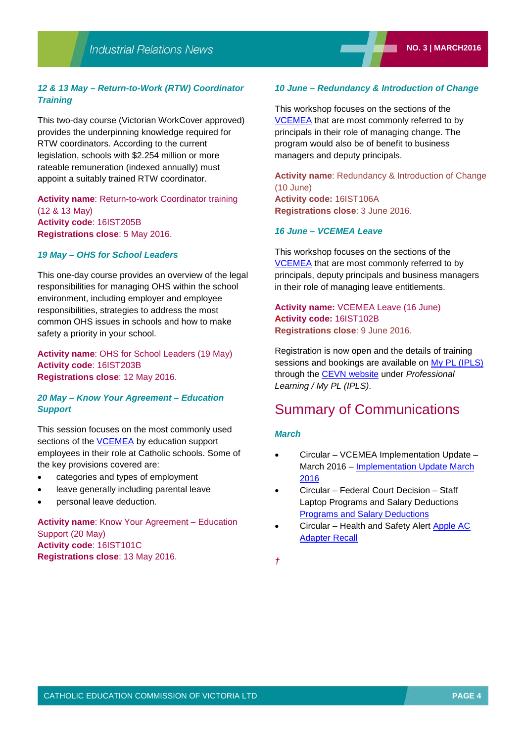### *12 & 13 May – Return-to-Work (RTW) Coordinator Training*

This two-day course (Victorian WorkCover approved) provides the underpinning knowledge required for RTW coordinators. According to the current legislation, schools with $2.254 million or more rateable remuneration (indexed annually) must appoint a suitably trained RTW coordinator.

**Activity name**: Return-to-work Coordinator training (12 & 13 May)
**Activity code**: 16IST205B
**Registrations close**: 5 May 2016.

### *19 May – OHS for School Leaders*

This one-day course provides an overview of the legal responsibilities for managing OHS within the school environment, including employer and employee responsibilities, strategies to address the most common OHS issues in schools and how to make safety a priority in your school.

**Activity name**: OHS for School Leaders (19 May)
**Activity code**: 16IST203B
**Registrations close**: 12 May 2016.

### *20 May – Know Your Agreement – Education Support*

This session focuses on the most commonly used sections of the VCEMEA by education support employees in their role at Catholic schools. Some of the key provisions covered are:

- categories and types of employment
- leave generally including parental leave
- personal leave deduction.

**Activity name**: Know Your Agreement – Education Support (20 May)
**Activity code**: 16IST101C
**Registrations close**: 13 May 2016.

### *10 June – Redundancy & Introduction of Change*

This workshop focuses on the sections of the VCEMEA that are most commonly referred to by principals in their role of managing change. The program would also be of benefit to business managers and deputy principals.

**Activity name**: Redundancy & Introduction of Change (10 June)
**Activity code:** 16IST106A
**Registrations close**: 3 June 2016.

### *16 June – VCEMEA Leave*

This workshop focuses on the sections of the VCEMEA that are most commonly referred to by principals, deputy principals and business managers in their role of managing leave entitlements.

**Activity name:** VCEMEA Leave (16 June)
**Activity code:** 16IST102B
**Registrations close**: 9 June 2016.

Registration is now open and the details of training sessions and bookings are available on My PL (IPLS) through the CEVN website under *Professional Learning / My PL (IPLS)*.

## Summary of Communications

### *March*

- Circular – VCEMEA Implementation Update – March 2016 – Implementation Update March 2016
- Circular – Federal Court Decision – Staff Laptop Programs and Salary Deductions Programs and Salary Deductions
- Circular – Health and Safety Alert Apple AC Adapter Recall

*†*